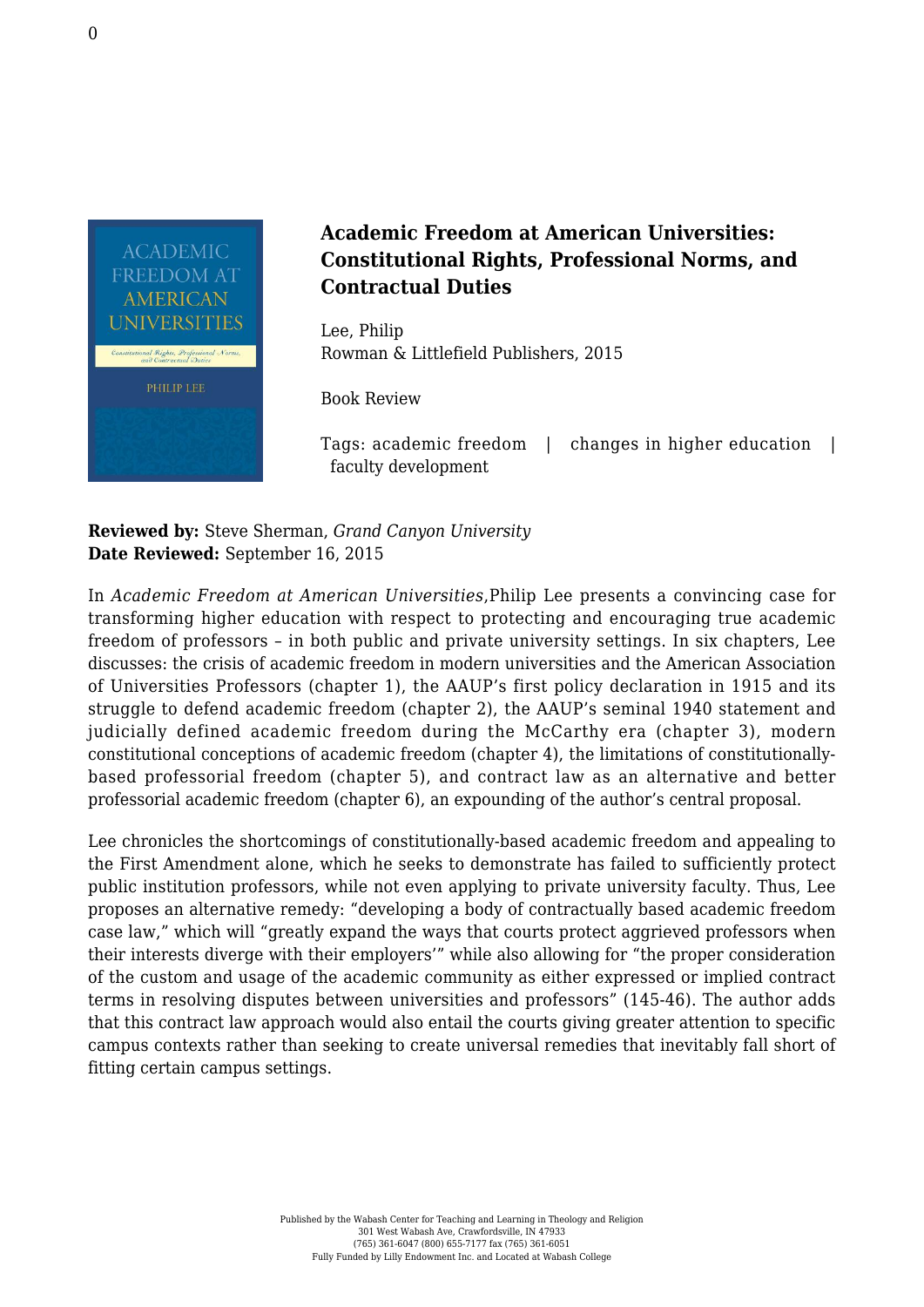# Academic Freedom at American Universities: Constitutional Rights, Professional Norms, and Contractual Duties

Lee, Philip
Rowman & Littlefield Publishers, 2015

Book Review

Tags: academic freedom | changes in higher education | faculty development

**Reviewed by:** Steve Sherman, *Grand Canyon University*
**Date Reviewed:** September 16, 2015

In *Academic Freedom at American Universities*,Philip Lee presents a convincing case for transforming higher education with respect to protecting and encouraging true academic freedom of professors – in both public and private university settings. In six chapters, Lee discusses: the crisis of academic freedom in modern universities and the American Association of Universities Professors (chapter 1), the AAUP's first policy declaration in 1915 and its struggle to defend academic freedom (chapter 2), the AAUP's seminal 1940 statement and judicially defined academic freedom during the McCarthy era (chapter 3), modern constitutional conceptions of academic freedom (chapter 4), the limitations of constitutionally-based professorial freedom (chapter 5), and contract law as an alternative and better professorial academic freedom (chapter 6), an expounding of the author's central proposal.

Lee chronicles the shortcomings of constitutionally-based academic freedom and appealing to the First Amendment alone, which he seeks to demonstrate has failed to sufficiently protect public institution professors, while not even applying to private university faculty. Thus, Lee proposes an alternative remedy: "developing a body of contractually based academic freedom case law," which will "greatly expand the ways that courts protect aggrieved professors when their interests diverge with their employers'" while also allowing for "the proper consideration of the custom and usage of the academic community as either expressed or implied contract terms in resolving disputes between universities and professors" (145-46). The author adds that this contract law approach would also entail the courts giving greater attention to specific campus contexts rather than seeking to create universal remedies that inevitably fall short of fitting certain campus settings.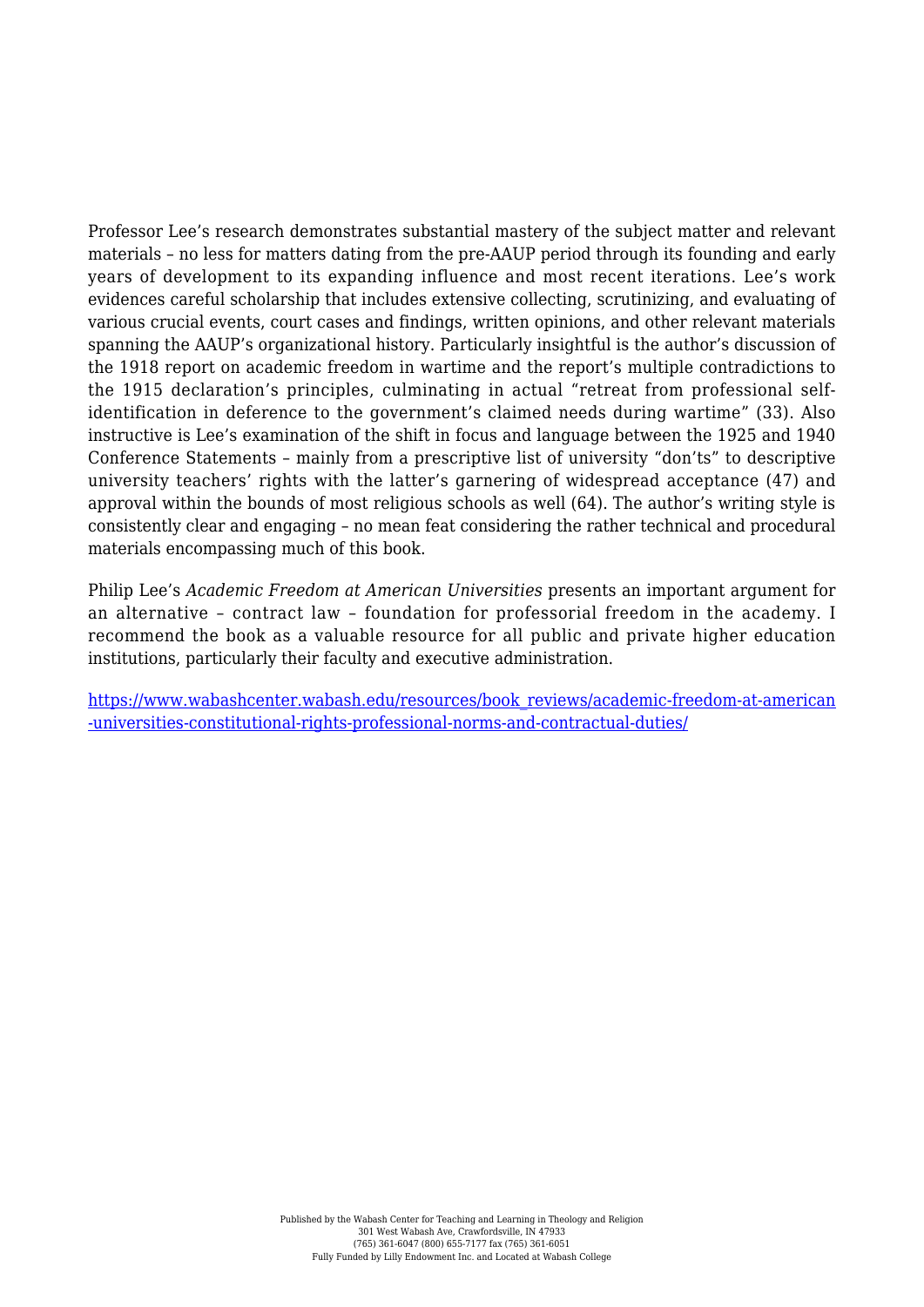Professor Lee's research demonstrates substantial mastery of the subject matter and relevant materials – no less for matters dating from the pre-AAUP period through its founding and early years of development to its expanding influence and most recent iterations. Lee's work evidences careful scholarship that includes extensive collecting, scrutinizing, and evaluating of various crucial events, court cases and findings, written opinions, and other relevant materials spanning the AAUP's organizational history. Particularly insightful is the author's discussion of the 1918 report on academic freedom in wartime and the report's multiple contradictions to the 1915 declaration's principles, culminating in actual "retreat from professional self-identification in deference to the government's claimed needs during wartime" (33). Also instructive is Lee's examination of the shift in focus and language between the 1925 and 1940 Conference Statements – mainly from a prescriptive list of university "don'ts" to descriptive university teachers' rights with the latter's garnering of widespread acceptance (47) and approval within the bounds of most religious schools as well (64). The author's writing style is consistently clear and engaging – no mean feat considering the rather technical and procedural materials encompassing much of this book.

Philip Lee's *Academic Freedom at American Universities* presents an important argument for an alternative – contract law – foundation for professorial freedom in the academy. I recommend the book as a valuable resource for all public and private higher education institutions, particularly their faculty and executive administration.

https://www.wabashcenter.wabash.edu/resources/book_reviews/academic-freedom-at-american-universities-constitutional-rights-professional-norms-and-contractual-duties/

Published by the Wabash Center for Teaching and Learning in Theology and Religion
301 West Wabash Ave, Crawfordsville, IN 47933
(765) 361-6047 (800) 655-7177 fax (765) 361-6051
Fully Funded by Lilly Endowment Inc. and Located at Wabash College